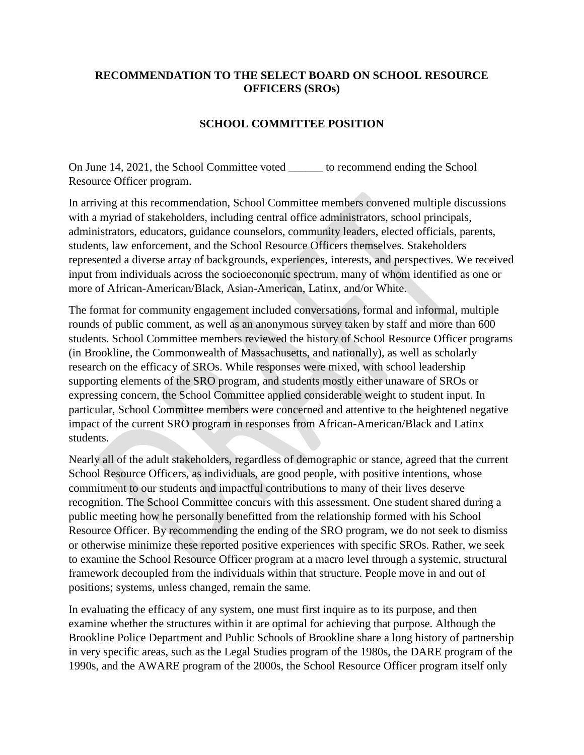**RECOMMENDATION TO THE SELECT BOARD ON SCHOOL RESOURCE OFFICERS (SROs)**

**SCHOOL COMMITTEE POSITION**

On June 14, 2021, the School Committee voted ______ to recommend ending the School Resource Officer program.

In arriving at this recommendation, School Committee members convened multiple discussions with a myriad of stakeholders, including central office administrators, school principals, administrators, educators, guidance counselors, community leaders, elected officials, parents, students, law enforcement, and the School Resource Officers themselves. Stakeholders represented a diverse array of backgrounds, experiences, interests, and perspectives. We received input from individuals across the socioeconomic spectrum, many of whom identified as one or more of African-American/Black, Asian-American, Latinx, and/or White.

The format for community engagement included conversations, formal and informal, multiple rounds of public comment, as well as an anonymous survey taken by staff and more than 600 students. School Committee members reviewed the history of School Resource Officer programs (in Brookline, the Commonwealth of Massachusetts, and nationally), as well as scholarly research on the efficacy of SROs. While responses were mixed, with school leadership supporting elements of the SRO program, and students mostly either unaware of SROs or expressing concern, the School Committee applied considerable weight to student input. In particular, School Committee members were concerned and attentive to the heightened negative impact of the current SRO program in responses from African-American/Black and Latinx students.

Nearly all of the adult stakeholders, regardless of demographic or stance, agreed that the current School Resource Officers, as individuals, are good people, with positive intentions, whose commitment to our students and impactful contributions to many of their lives deserve recognition. The School Committee concurs with this assessment. One student shared during a public meeting how he personally benefitted from the relationship formed with his School Resource Officer. By recommending the ending of the SRO program, we do not seek to dismiss or otherwise minimize these reported positive experiences with specific SROs. Rather, we seek to examine the School Resource Officer program at a macro level through a systemic, structural framework decoupled from the individuals within that structure. People move in and out of positions; systems, unless changed, remain the same.

In evaluating the efficacy of any system, one must first inquire as to its purpose, and then examine whether the structures within it are optimal for achieving that purpose. Although the Brookline Police Department and Public Schools of Brookline share a long history of partnership in very specific areas, such as the Legal Studies program of the 1980s, the DARE program of the 1990s, and the AWARE program of the 2000s, the School Resource Officer program itself only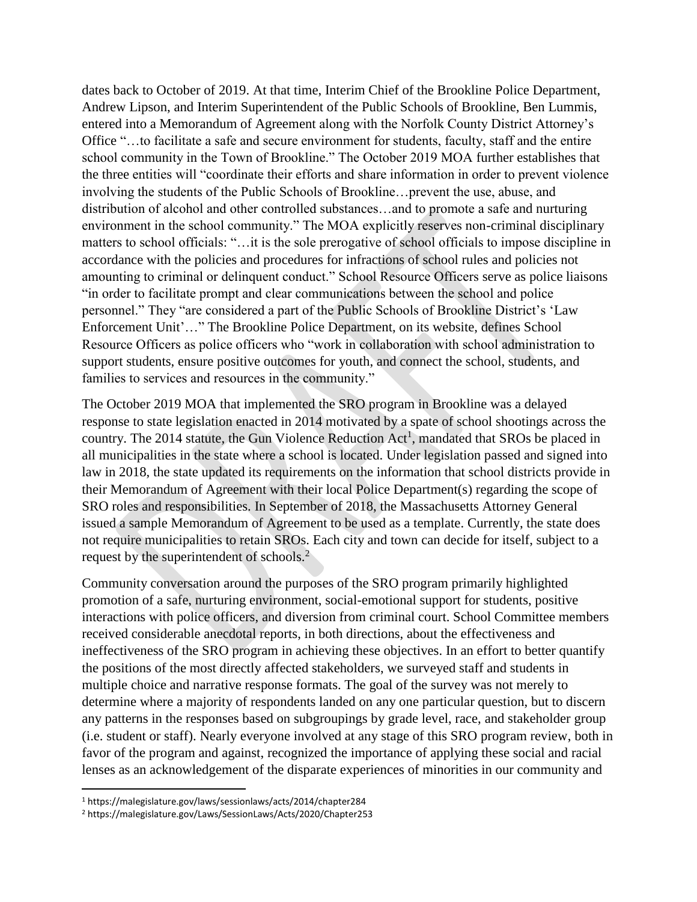dates back to October of 2019. At that time, Interim Chief of the Brookline Police Department, Andrew Lipson, and Interim Superintendent of the Public Schools of Brookline, Ben Lummis, entered into a Memorandum of Agreement along with the Norfolk County District Attorney's Office "…to facilitate a safe and secure environment for students, faculty, staff and the entire school community in the Town of Brookline." The October 2019 MOA further establishes that the three entities will "coordinate their efforts and share information in order to prevent violence involving the students of the Public Schools of Brookline…prevent the use, abuse, and distribution of alcohol and other controlled substances…and to promote a safe and nurturing environment in the school community." The MOA explicitly reserves non-criminal disciplinary matters to school officials: "…it is the sole prerogative of school officials to impose discipline in accordance with the policies and procedures for infractions of school rules and policies not amounting to criminal or delinquent conduct." School Resource Officers serve as police liaisons "in order to facilitate prompt and clear communications between the school and police personnel." They "are considered a part of the Public Schools of Brookline District's 'Law Enforcement Unit'…" The Brookline Police Department, on its website, defines School Resource Officers as police officers who "work in collaboration with school administration to support students, ensure positive outcomes for youth, and connect the school, students, and families to services and resources in the community."

The October 2019 MOA that implemented the SRO program in Brookline was a delayed response to state legislation enacted in 2014 motivated by a spate of school shootings across the country. The 2014 statute, the Gun Violence Reduction Act[1], mandated that SROs be placed in all municipalities in the state where a school is located. Under legislation passed and signed into law in 2018, the state updated its requirements on the information that school districts provide in their Memorandum of Agreement with their local Police Department(s) regarding the scope of SRO roles and responsibilities. In September of 2018, the Massachusetts Attorney General issued a sample Memorandum of Agreement to be used as a template. Currently, the state does not require municipalities to retain SROs. Each city and town can decide for itself, subject to a request by the superintendent of schools.[2]

Community conversation around the purposes of the SRO program primarily highlighted promotion of a safe, nurturing environment, social-emotional support for students, positive interactions with police officers, and diversion from criminal court. School Committee members received considerable anecdotal reports, in both directions, about the effectiveness and ineffectiveness of the SRO program in achieving these objectives. In an effort to better quantify the positions of the most directly affected stakeholders, we surveyed staff and students in multiple choice and narrative response formats. The goal of the survey was not merely to determine where a majority of respondents landed on any one particular question, but to discern any patterns in the responses based on subgroupings by grade level, race, and stakeholder group (i.e. student or staff). Nearly everyone involved at any stage of this SRO program review, both in favor of the program and against, recognized the importance of applying these social and racial lenses as an acknowledgement of the disparate experiences of minorities in our community and

[1] https://malegislature.gov/laws/sessionlaws/acts/2014/chapter284

[2] https://malegislature.gov/Laws/SessionLaws/Acts/2020/Chapter253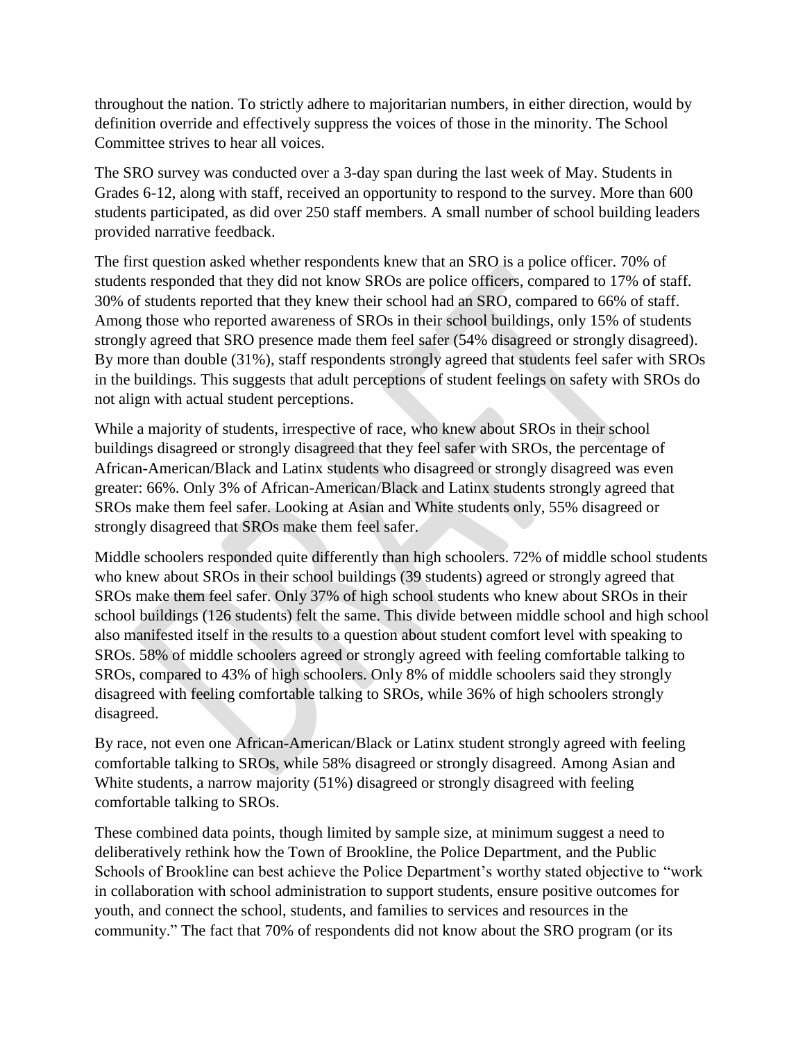throughout the nation. To strictly adhere to majoritarian numbers, in either direction, would by definition override and effectively suppress the voices of those in the minority. The School Committee strives to hear all voices.

The SRO survey was conducted over a 3-day span during the last week of May. Students in Grades 6-12, along with staff, received an opportunity to respond to the survey. More than 600 students participated, as did over 250 staff members. A small number of school building leaders provided narrative feedback.

The first question asked whether respondents knew that an SRO is a police officer. 70% of students responded that they did not know SROs are police officers, compared to 17% of staff. 30% of students reported that they knew their school had an SRO, compared to 66% of staff. Among those who reported awareness of SROs in their school buildings, only 15% of students strongly agreed that SRO presence made them feel safer (54% disagreed or strongly disagreed). By more than double (31%), staff respondents strongly agreed that students feel safer with SROs in the buildings. This suggests that adult perceptions of student feelings on safety with SROs do not align with actual student perceptions.

While a majority of students, irrespective of race, who knew about SROs in their school buildings disagreed or strongly disagreed that they feel safer with SROs, the percentage of African-American/Black and Latinx students who disagreed or strongly disagreed was even greater: 66%. Only 3% of African-American/Black and Latinx students strongly agreed that SROs make them feel safer. Looking at Asian and White students only, 55% disagreed or strongly disagreed that SROs make them feel safer.

Middle schoolers responded quite differently than high schoolers. 72% of middle school students who knew about SROs in their school buildings (39 students) agreed or strongly agreed that SROs make them feel safer. Only 37% of high school students who knew about SROs in their school buildings (126 students) felt the same. This divide between middle school and high school also manifested itself in the results to a question about student comfort level with speaking to SROs. 58% of middle schoolers agreed or strongly agreed with feeling comfortable talking to SROs, compared to 43% of high schoolers. Only 8% of middle schoolers said they strongly disagreed with feeling comfortable talking to SROs, while 36% of high schoolers strongly disagreed.

By race, not even one African-American/Black or Latinx student strongly agreed with feeling comfortable talking to SROs, while 58% disagreed or strongly disagreed. Among Asian and White students, a narrow majority (51%) disagreed or strongly disagreed with feeling comfortable talking to SROs.

These combined data points, though limited by sample size, at minimum suggest a need to deliberatively rethink how the Town of Brookline, the Police Department, and the Public Schools of Brookline can best achieve the Police Department's worthy stated objective to "work in collaboration with school administration to support students, ensure positive outcomes for youth, and connect the school, students, and families to services and resources in the community." The fact that 70% of respondents did not know about the SRO program (or its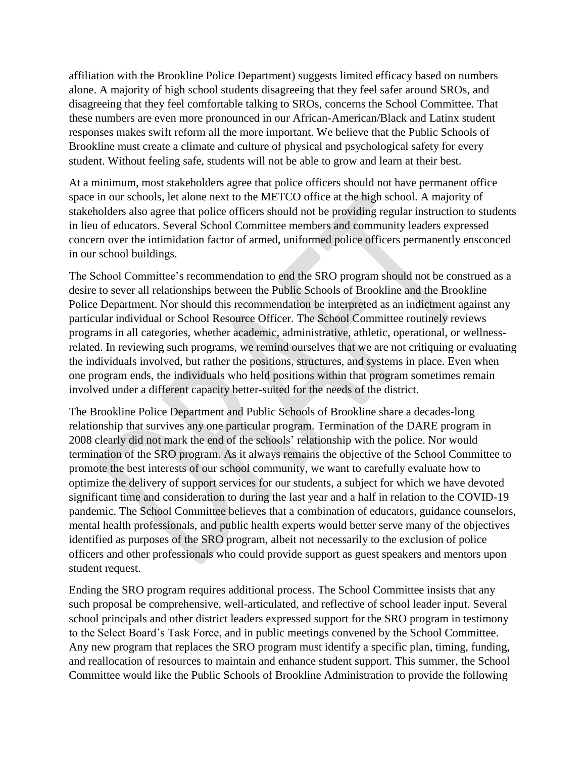affiliation with the Brookline Police Department) suggests limited efficacy based on numbers alone. A majority of high school students disagreeing that they feel safer around SROs, and disagreeing that they feel comfortable talking to SROs, concerns the School Committee. That these numbers are even more pronounced in our African-American/Black and Latinx student responses makes swift reform all the more important. We believe that the Public Schools of Brookline must create a climate and culture of physical and psychological safety for every student. Without feeling safe, students will not be able to grow and learn at their best.

At a minimum, most stakeholders agree that police officers should not have permanent office space in our schools, let alone next to the METCO office at the high school. A majority of stakeholders also agree that police officers should not be providing regular instruction to students in lieu of educators. Several School Committee members and community leaders expressed concern over the intimidation factor of armed, uniformed police officers permanently ensconced in our school buildings.

The School Committee's recommendation to end the SRO program should not be construed as a desire to sever all relationships between the Public Schools of Brookline and the Brookline Police Department. Nor should this recommendation be interpreted as an indictment against any particular individual or School Resource Officer. The School Committee routinely reviews programs in all categories, whether academic, administrative, athletic, operational, or wellness-related. In reviewing such programs, we remind ourselves that we are not critiquing or evaluating the individuals involved, but rather the positions, structures, and systems in place. Even when one program ends, the individuals who held positions within that program sometimes remain involved under a different capacity better-suited for the needs of the district.

The Brookline Police Department and Public Schools of Brookline share a decades-long relationship that survives any one particular program. Termination of the DARE program in 2008 clearly did not mark the end of the schools' relationship with the police. Nor would termination of the SRO program. As it always remains the objective of the School Committee to promote the best interests of our school community, we want to carefully evaluate how to optimize the delivery of support services for our students, a subject for which we have devoted significant time and consideration to during the last year and a half in relation to the COVID-19 pandemic. The School Committee believes that a combination of educators, guidance counselors, mental health professionals, and public health experts would better serve many of the objectives identified as purposes of the SRO program, albeit not necessarily to the exclusion of police officers and other professionals who could provide support as guest speakers and mentors upon student request.

Ending the SRO program requires additional process. The School Committee insists that any such proposal be comprehensive, well-articulated, and reflective of school leader input. Several school principals and other district leaders expressed support for the SRO program in testimony to the Select Board's Task Force, and in public meetings convened by the School Committee. Any new program that replaces the SRO program must identify a specific plan, timing, funding, and reallocation of resources to maintain and enhance student support. This summer, the School Committee would like the Public Schools of Brookline Administration to provide the following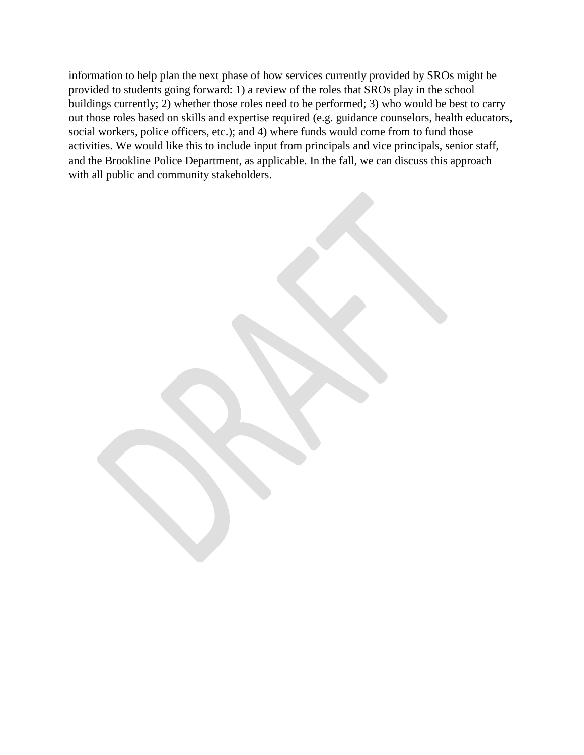information to help plan the next phase of how services currently provided by SROs might be provided to students going forward: 1) a review of the roles that SROs play in the school buildings currently; 2) whether those roles need to be performed; 3) who would be best to carry out those roles based on skills and expertise required (e.g. guidance counselors, health educators, social workers, police officers, etc.); and 4) where funds would come from to fund those activities. We would like this to include input from principals and vice principals, senior staff, and the Brookline Police Department, as applicable. In the fall, we can discuss this approach with all public and community stakeholders.